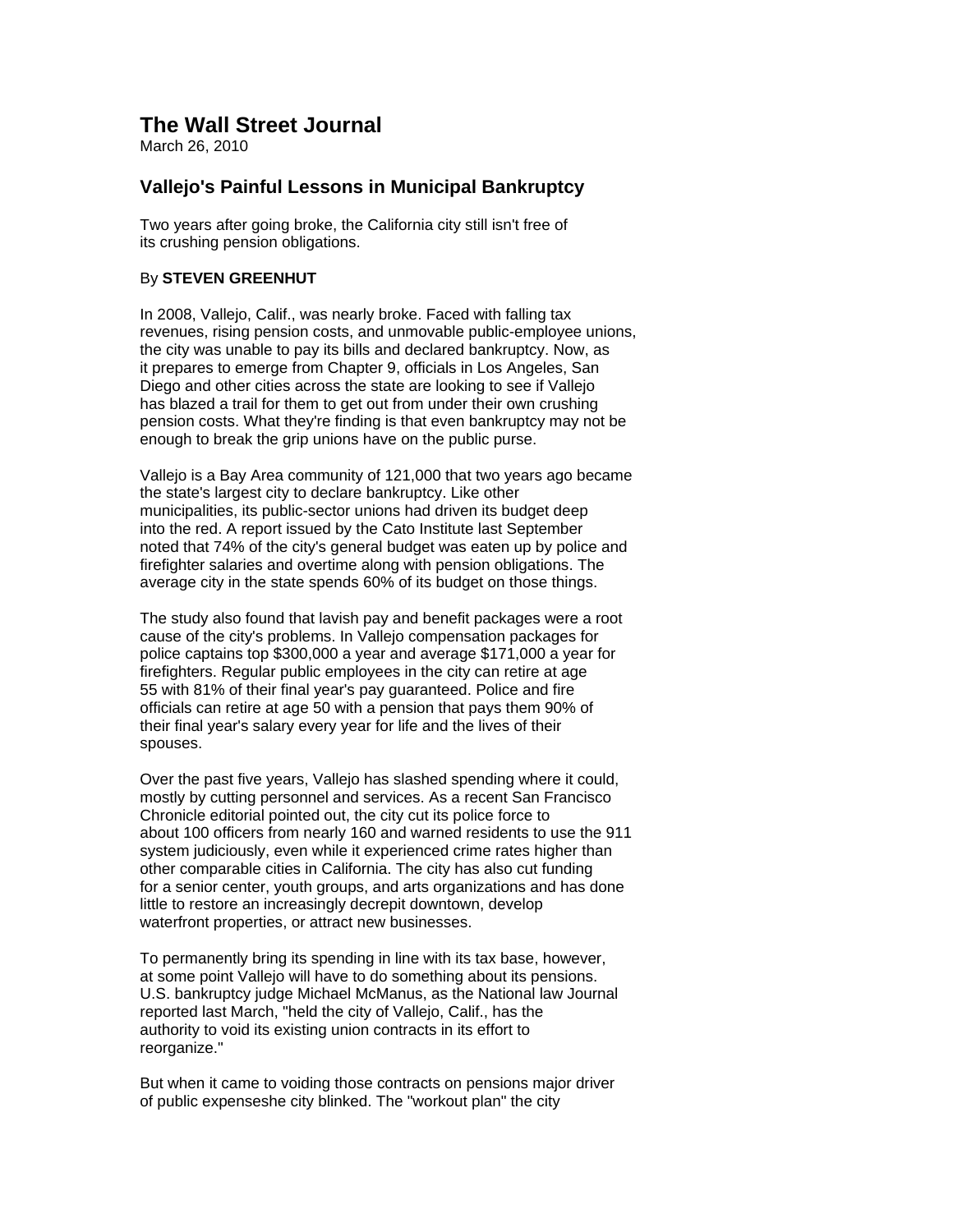# The Wall Street Journal

March 26, 2010

## Vallejo's Painful Lessons in Municipal Bankruptcy

Two years after going broke, the California city still isn't free of its crushing pension obligations.

By **STEVEN GREENHUT**

In 2008, Vallejo, Calif., was nearly broke. Faced with falling tax revenues, rising pension costs, and unmovable public-employee unions, the city was unable to pay its bills and declared bankruptcy. Now, as it prepares to emerge from Chapter 9, officials in Los Angeles, San Diego and other cities across the state are looking to see if Vallejo has blazed a trail for them to get out from under their own crushing pension costs. What they're finding is that even bankruptcy may not be enough to break the grip unions have on the public purse.

Vallejo is a Bay Area community of 121,000 that two years ago became the state's largest city to declare bankruptcy. Like other municipalities, its public-sector unions had driven its budget deep into the red. A report issued by the Cato Institute last September noted that 74% of the city's general budget was eaten up by police and firefighter salaries and overtime along with pension obligations. The average city in the state spends 60% of its budget on those things.

The study also found that lavish pay and benefit packages were a root cause of the city's problems. In Vallejo compensation packages for police captains top $300,000 a year and average $171,000 a year for firefighters. Regular public employees in the city can retire at age 55 with 81% of their final year's pay guaranteed. Police and fire officials can retire at age 50 with a pension that pays them 90% of their final year's salary every year for life and the lives of their spouses.

Over the past five years, Vallejo has slashed spending where it could, mostly by cutting personnel and services. As a recent San Francisco Chronicle editorial pointed out, the city cut its police force to about 100 officers from nearly 160 and warned residents to use the 911 system judiciously, even while it experienced crime rates higher than other comparable cities in California. The city has also cut funding for a senior center, youth groups, and arts organizations and has done little to restore an increasingly decrepit downtown, develop waterfront properties, or attract new businesses.

To permanently bring its spending in line with its tax base, however, at some point Vallejo will have to do something about its pensions. U.S. bankruptcy judge Michael McManus, as the National law Journal reported last March, "held the city of Vallejo, Calif., has the authority to void its existing union contracts in its effort to reorganize."

But when it came to voiding those contracts on pensions major driver of public expenseshe city blinked. The "workout plan" the city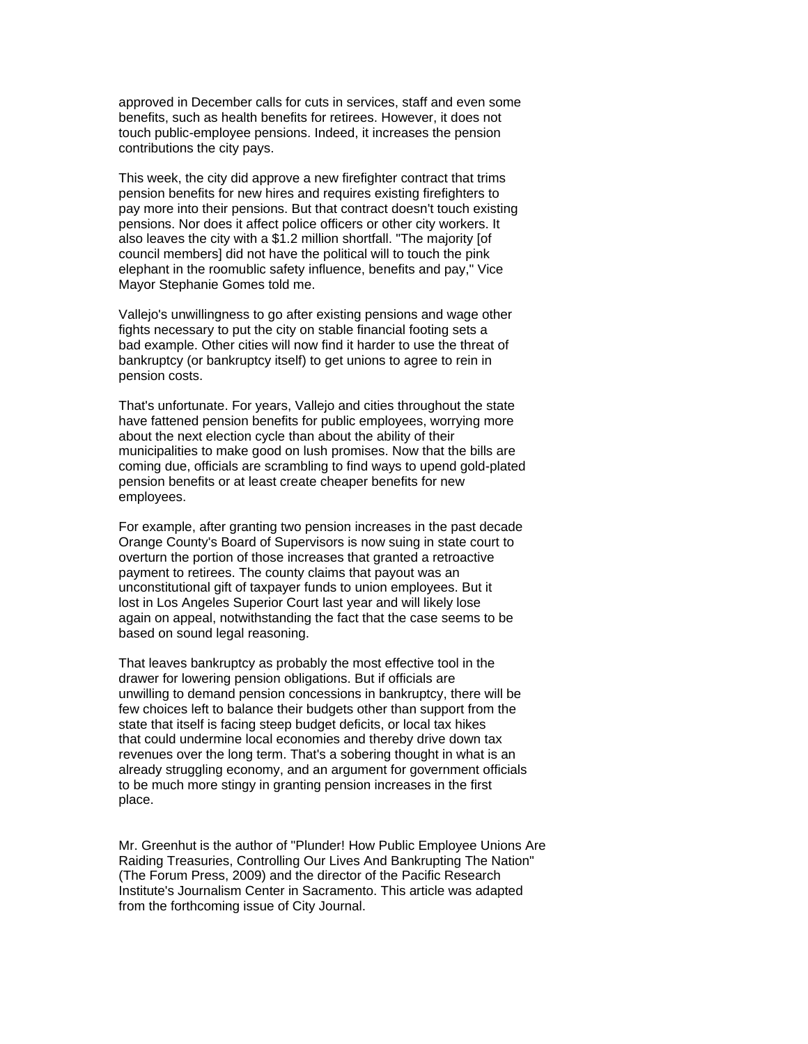approved in December calls for cuts in services, staff and even some benefits, such as health benefits for retirees. However, it does not touch public-employee pensions. Indeed, it increases the pension contributions the city pays.

This week, the city did approve a new firefighter contract that trims pension benefits for new hires and requires existing firefighters to pay more into their pensions. But that contract doesn't touch existing pensions. Nor does it affect police officers or other city workers. It also leaves the city with a $1.2 million shortfall. "The majority [of council members] did not have the political will to touch the pink elephant in the roomublic safety influence, benefits and pay," Vice Mayor Stephanie Gomes told me.

Vallejo's unwillingness to go after existing pensions and wage other fights necessary to put the city on stable financial footing sets a bad example. Other cities will now find it harder to use the threat of bankruptcy (or bankruptcy itself) to get unions to agree to rein in pension costs.

That's unfortunate. For years, Vallejo and cities throughout the state have fattened pension benefits for public employees, worrying more about the next election cycle than about the ability of their municipalities to make good on lush promises. Now that the bills are coming due, officials are scrambling to find ways to upend gold-plated pension benefits or at least create cheaper benefits for new employees.

For example, after granting two pension increases in the past decade Orange County's Board of Supervisors is now suing in state court to overturn the portion of those increases that granted a retroactive payment to retirees. The county claims that payout was an unconstitutional gift of taxpayer funds to union employees. But it lost in Los Angeles Superior Court last year and will likely lose again on appeal, notwithstanding the fact that the case seems to be based on sound legal reasoning.

That leaves bankruptcy as probably the most effective tool in the drawer for lowering pension obligations. But if officials are unwilling to demand pension concessions in bankruptcy, there will be few choices left to balance their budgets other than support from the state that itself is facing steep budget deficits, or local tax hikes that could undermine local economies and thereby drive down tax revenues over the long term. That's a sobering thought in what is an already struggling economy, and an argument for government officials to be much more stingy in granting pension increases in the first place.

Mr. Greenhut is the author of "Plunder! How Public Employee Unions Are Raiding Treasuries, Controlling Our Lives And Bankrupting The Nation" (The Forum Press, 2009) and the director of the Pacific Research Institute's Journalism Center in Sacramento. This article was adapted from the forthcoming issue of City Journal.